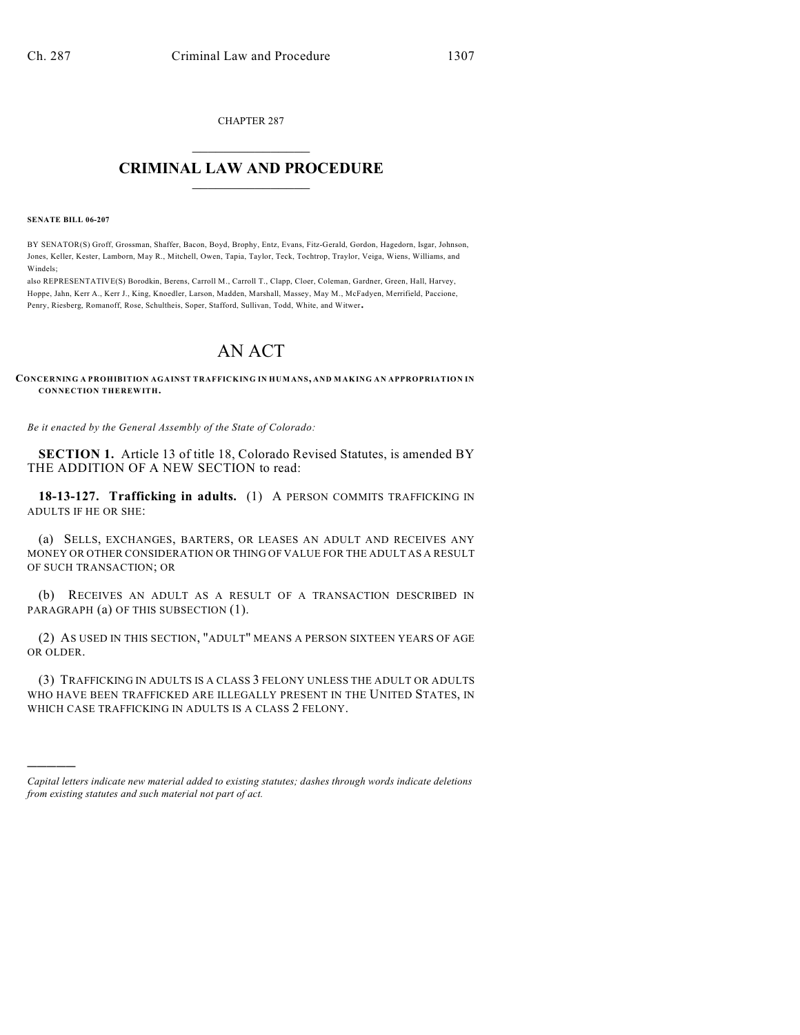CHAPTER 287

# CRIMINAL LAW AND PROCEDURE

**SENATE BILL 06-207**

BY SENATOR(S) Groff, Grossman, Shaffer, Bacon, Boyd, Brophy, Entz, Evans, Fitz-Gerald, Gordon, Hagedorn, Isgar, Johnson, Jones, Keller, Kester, Lamborn, May R., Mitchell, Owen, Tapia, Taylor, Teck, Tochtrop, Traylor, Veiga, Wiens, Williams, and Windels;

also REPRESENTATIVE(S) Borodkin, Berens, Carroll M., Carroll T., Clapp, Cloer, Coleman, Gardner, Green, Hall, Harvey, Hoppe, Jahn, Kerr A., Kerr J., King, Knoedler, Larson, Madden, Marshall, Massey, May M., McFadyen, Merrifield, Paccione, Penry, Riesberg, Romanoff, Rose, Schultheis, Soper, Stafford, Sullivan, Todd, White, and Witwer.

# AN ACT

**CONCERNING A PROHIBITION AGAINST TRAFFICKING IN HUMANS, AND MAKING AN APPROPRIATION IN CONNECTION THEREWITH.**

*Be it enacted by the General Assembly of the State of Colorado:*

**SECTION 1.** Article 13 of title 18, Colorado Revised Statutes, is amended BY THE ADDITION OF A NEW SECTION to read:

**18-13-127. Trafficking in adults.** (1) A PERSON COMMITS TRAFFICKING IN ADULTS IF HE OR SHE:

(a) SELLS, EXCHANGES, BARTERS, OR LEASES AN ADULT AND RECEIVES ANY MONEY OR OTHER CONSIDERATION OR THING OF VALUE FOR THE ADULT AS A RESULT OF SUCH TRANSACTION; OR

(b) RECEIVES AN ADULT AS A RESULT OF A TRANSACTION DESCRIBED IN PARAGRAPH (a) OF THIS SUBSECTION (1).

(2) AS USED IN THIS SECTION, "ADULT" MEANS A PERSON SIXTEEN YEARS OF AGE OR OLDER.

(3) TRAFFICKING IN ADULTS IS A CLASS 3 FELONY UNLESS THE ADULT OR ADULTS WHO HAVE BEEN TRAFFICKED ARE ILLEGALLY PRESENT IN THE UNITED STATES, IN WHICH CASE TRAFFICKING IN ADULTS IS A CLASS 2 FELONY.

---

*Capital letters indicate new material added to existing statutes; dashes through words indicate deletions from existing statutes and such material not part of act.*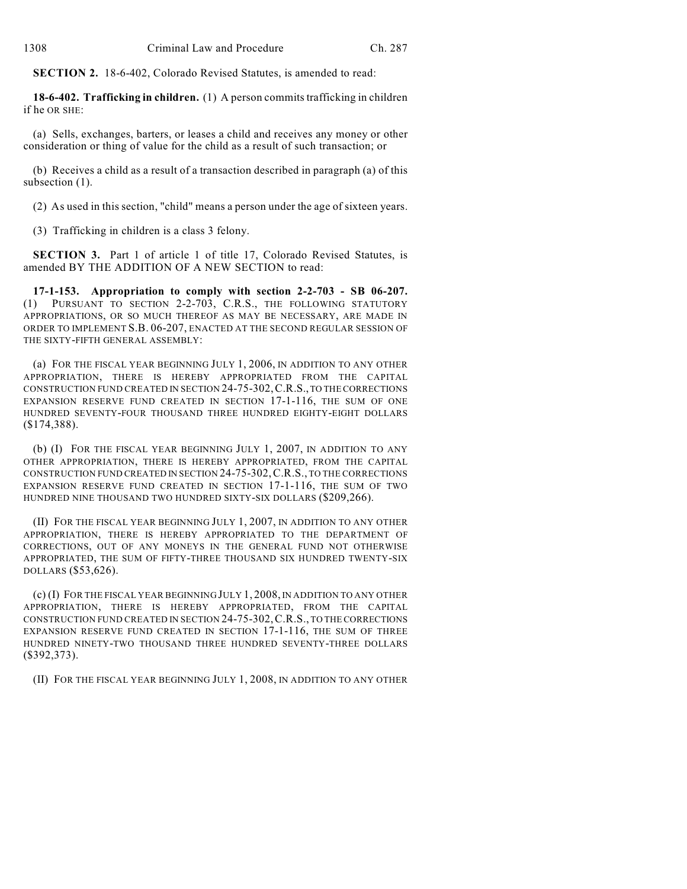**SECTION 2.** 18-6-402, Colorado Revised Statutes, is amended to read:

**18-6-402. Trafficking in children.** (1) A person commits trafficking in children if he OR SHE:

(a) Sells, exchanges, barters, or leases a child and receives any money or other consideration or thing of value for the child as a result of such transaction; or

(b) Receives a child as a result of a transaction described in paragraph (a) of this subsection (1).

(2) As used in this section, "child" means a person under the age of sixteen years.

(3) Trafficking in children is a class 3 felony.

**SECTION 3.** Part 1 of article 1 of title 17, Colorado Revised Statutes, is amended BY THE ADDITION OF A NEW SECTION to read:

**17-1-153. Appropriation to comply with section 2-2-703 - SB 06-207.** (1) PURSUANT TO SECTION 2-2-703, C.R.S., THE FOLLOWING STATUTORY APPROPRIATIONS, OR SO MUCH THEREOF AS MAY BE NECESSARY, ARE MADE IN ORDER TO IMPLEMENT S.B. 06-207, ENACTED AT THE SECOND REGULAR SESSION OF THE SIXTY-FIFTH GENERAL ASSEMBLY:

(a) FOR THE FISCAL YEAR BEGINNING JULY 1, 2006, IN ADDITION TO ANY OTHER APPROPRIATION, THERE IS HEREBY APPROPRIATED FROM THE CAPITAL CONSTRUCTION FUND CREATED IN SECTION 24-75-302, C.R.S., TO THE CORRECTIONS EXPANSION RESERVE FUND CREATED IN SECTION 17-1-116, THE SUM OF ONE HUNDRED SEVENTY-FOUR THOUSAND THREE HUNDRED EIGHTY-EIGHT DOLLARS ($174,388).

(b) (I) FOR THE FISCAL YEAR BEGINNING JULY 1, 2007, IN ADDITION TO ANY OTHER APPROPRIATION, THERE IS HEREBY APPROPRIATED, FROM THE CAPITAL CONSTRUCTION FUND CREATED IN SECTION 24-75-302, C.R.S., TO THE CORRECTIONS EXPANSION RESERVE FUND CREATED IN SECTION 17-1-116, THE SUM OF TWO HUNDRED NINE THOUSAND TWO HUNDRED SIXTY-SIX DOLLARS ($209,266).

(II) FOR THE FISCAL YEAR BEGINNING JULY 1, 2007, IN ADDITION TO ANY OTHER APPROPRIATION, THERE IS HEREBY APPROPRIATED TO THE DEPARTMENT OF CORRECTIONS, OUT OF ANY MONEYS IN THE GENERAL FUND NOT OTHERWISE APPROPRIATED, THE SUM OF FIFTY-THREE THOUSAND SIX HUNDRED TWENTY-SIX DOLLARS ($53,626).

(c) (I) FOR THE FISCAL YEAR BEGINNING JULY 1, 2008, IN ADDITION TO ANY OTHER APPROPRIATION, THERE IS HEREBY APPROPRIATED, FROM THE CAPITAL CONSTRUCTION FUND CREATED IN SECTION 24-75-302, C.R.S., TO THE CORRECTIONS EXPANSION RESERVE FUND CREATED IN SECTION 17-1-116, THE SUM OF THREE HUNDRED NINETY-TWO THOUSAND THREE HUNDRED SEVENTY-THREE DOLLARS ($392,373).

(II) FOR THE FISCAL YEAR BEGINNING JULY 1, 2008, IN ADDITION TO ANY OTHER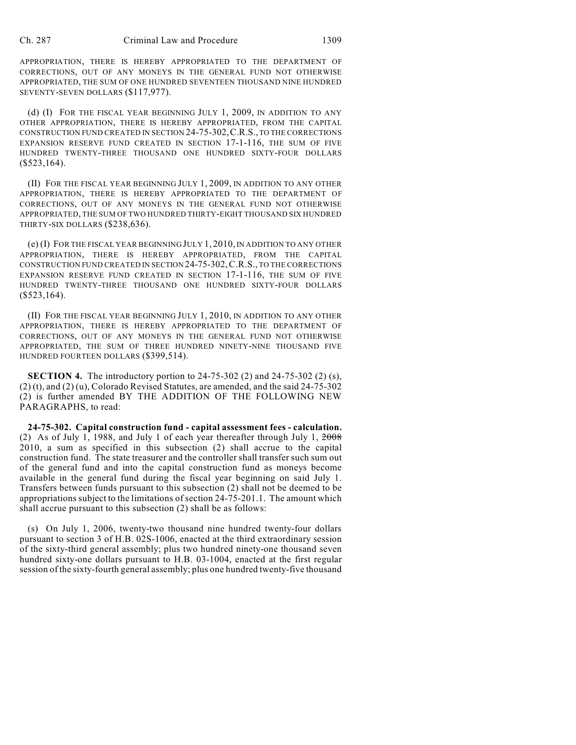APPROPRIATION, THERE IS HEREBY APPROPRIATED TO THE DEPARTMENT OF CORRECTIONS, OUT OF ANY MONEYS IN THE GENERAL FUND NOT OTHERWISE APPROPRIATED, THE SUM OF ONE HUNDRED SEVENTEEN THOUSAND NINE HUNDRED SEVENTY-SEVEN DOLLARS ($117,977).

(d) (I) FOR THE FISCAL YEAR BEGINNING JULY 1, 2009, IN ADDITION TO ANY OTHER APPROPRIATION, THERE IS HEREBY APPROPRIATED, FROM THE CAPITAL CONSTRUCTION FUND CREATED IN SECTION 24-75-302, C.R.S., TO THE CORRECTIONS EXPANSION RESERVE FUND CREATED IN SECTION 17-1-116, THE SUM OF FIVE HUNDRED TWENTY-THREE THOUSAND ONE HUNDRED SIXTY-FOUR DOLLARS ($523,164).

(II) FOR THE FISCAL YEAR BEGINNING JULY 1, 2009, IN ADDITION TO ANY OTHER APPROPRIATION, THERE IS HEREBY APPROPRIATED TO THE DEPARTMENT OF CORRECTIONS, OUT OF ANY MONEYS IN THE GENERAL FUND NOT OTHERWISE APPROPRIATED, THE SUM OF TWO HUNDRED THIRTY-EIGHT THOUSAND SIX HUNDRED THIRTY-SIX DOLLARS ($238,636).

(e) (I) FOR THE FISCAL YEAR BEGINNING JULY 1, 2010, IN ADDITION TO ANY OTHER APPROPRIATION, THERE IS HEREBY APPROPRIATED, FROM THE CAPITAL CONSTRUCTION FUND CREATED IN SECTION 24-75-302, C.R.S., TO THE CORRECTIONS EXPANSION RESERVE FUND CREATED IN SECTION 17-1-116, THE SUM OF FIVE HUNDRED TWENTY-THREE THOUSAND ONE HUNDRED SIXTY-FOUR DOLLARS ($523,164).

(II) FOR THE FISCAL YEAR BEGINNING JULY 1, 2010, IN ADDITION TO ANY OTHER APPROPRIATION, THERE IS HEREBY APPROPRIATED TO THE DEPARTMENT OF CORRECTIONS, OUT OF ANY MONEYS IN THE GENERAL FUND NOT OTHERWISE APPROPRIATED, THE SUM OF THREE HUNDRED NINETY-NINE THOUSAND FIVE HUNDRED FOURTEEN DOLLARS ($399,514).

**SECTION 4.** The introductory portion to 24-75-302 (2) and 24-75-302 (2) (s), (2) (t), and (2) (u), Colorado Revised Statutes, are amended, and the said 24-75-302 (2) is further amended BY THE ADDITION OF THE FOLLOWING NEW PARAGRAPHS, to read:

**24-75-302. Capital construction fund - capital assessment fees - calculation.** (2) As of July 1, 1988, and July 1 of each year thereafter through July 1, ~~2008~~ 2010, a sum as specified in this subsection (2) shall accrue to the capital construction fund. The state treasurer and the controller shall transfer such sum out of the general fund and into the capital construction fund as moneys become available in the general fund during the fiscal year beginning on said July 1. Transfers between funds pursuant to this subsection (2) shall not be deemed to be appropriations subject to the limitations of section 24-75-201.1. The amount which shall accrue pursuant to this subsection (2) shall be as follows:

(s) On July 1, 2006, twenty-two thousand nine hundred twenty-four dollars pursuant to section 3 of H.B. 02S-1006, enacted at the third extraordinary session of the sixty-third general assembly; plus two hundred ninety-one thousand seven hundred sixty-one dollars pursuant to H.B. 03-1004, enacted at the first regular session of the sixty-fourth general assembly; plus one hundred twenty-five thousand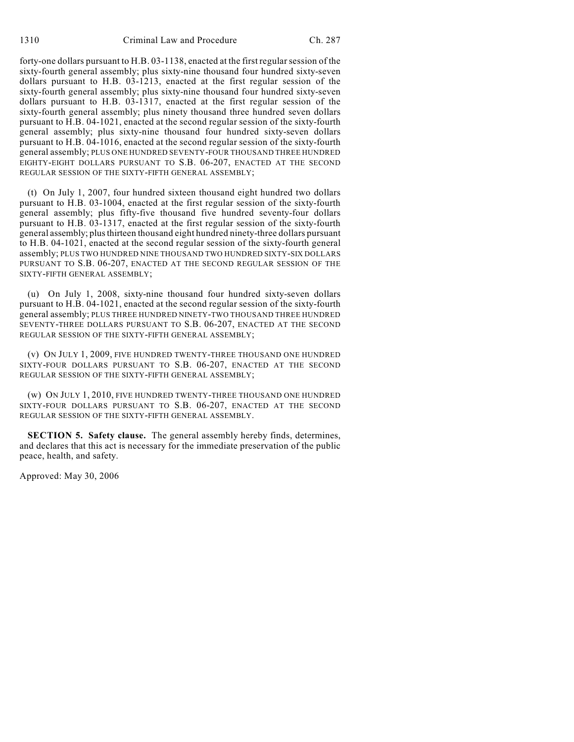forty-one dollars pursuant to H.B. 03-1138, enacted at the first regular session of the sixty-fourth general assembly; plus sixty-nine thousand four hundred sixty-seven dollars pursuant to H.B. 03-1213, enacted at the first regular session of the sixty-fourth general assembly; plus sixty-nine thousand four hundred sixty-seven dollars pursuant to H.B. 03-1317, enacted at the first regular session of the sixty-fourth general assembly; plus ninety thousand three hundred seven dollars pursuant to H.B. 04-1021, enacted at the second regular session of the sixty-fourth general assembly; plus sixty-nine thousand four hundred sixty-seven dollars pursuant to H.B. 04-1016, enacted at the second regular session of the sixty-fourth general assembly; PLUS ONE HUNDRED SEVENTY-FOUR THOUSAND THREE HUNDRED EIGHTY-EIGHT DOLLARS PURSUANT TO S.B. 06-207, ENACTED AT THE SECOND REGULAR SESSION OF THE SIXTY-FIFTH GENERAL ASSEMBLY;

(t) On July 1, 2007, four hundred sixteen thousand eight hundred two dollars pursuant to H.B. 03-1004, enacted at the first regular session of the sixty-fourth general assembly; plus fifty-five thousand five hundred seventy-four dollars pursuant to H.B. 03-1317, enacted at the first regular session of the sixty-fourth general assembly; plus thirteen thousand eight hundred ninety-three dollars pursuant to H.B. 04-1021, enacted at the second regular session of the sixty-fourth general assembly; PLUS TWO HUNDRED NINE THOUSAND TWO HUNDRED SIXTY-SIX DOLLARS PURSUANT TO S.B. 06-207, ENACTED AT THE SECOND REGULAR SESSION OF THE SIXTY-FIFTH GENERAL ASSEMBLY;

(u) On July 1, 2008, sixty-nine thousand four hundred sixty-seven dollars pursuant to H.B. 04-1021, enacted at the second regular session of the sixty-fourth general assembly; PLUS THREE HUNDRED NINETY-TWO THOUSAND THREE HUNDRED SEVENTY-THREE DOLLARS PURSUANT TO S.B. 06-207, ENACTED AT THE SECOND REGULAR SESSION OF THE SIXTY-FIFTH GENERAL ASSEMBLY;

(v) ON JULY 1, 2009, FIVE HUNDRED TWENTY-THREE THOUSAND ONE HUNDRED SIXTY-FOUR DOLLARS PURSUANT TO S.B. 06-207, ENACTED AT THE SECOND REGULAR SESSION OF THE SIXTY-FIFTH GENERAL ASSEMBLY;

(w) ON JULY 1, 2010, FIVE HUNDRED TWENTY-THREE THOUSAND ONE HUNDRED SIXTY-FOUR DOLLARS PURSUANT TO S.B. 06-207, ENACTED AT THE SECOND REGULAR SESSION OF THE SIXTY-FIFTH GENERAL ASSEMBLY.

**SECTION 5. Safety clause.** The general assembly hereby finds, determines, and declares that this act is necessary for the immediate preservation of the public peace, health, and safety.

Approved: May 30, 2006